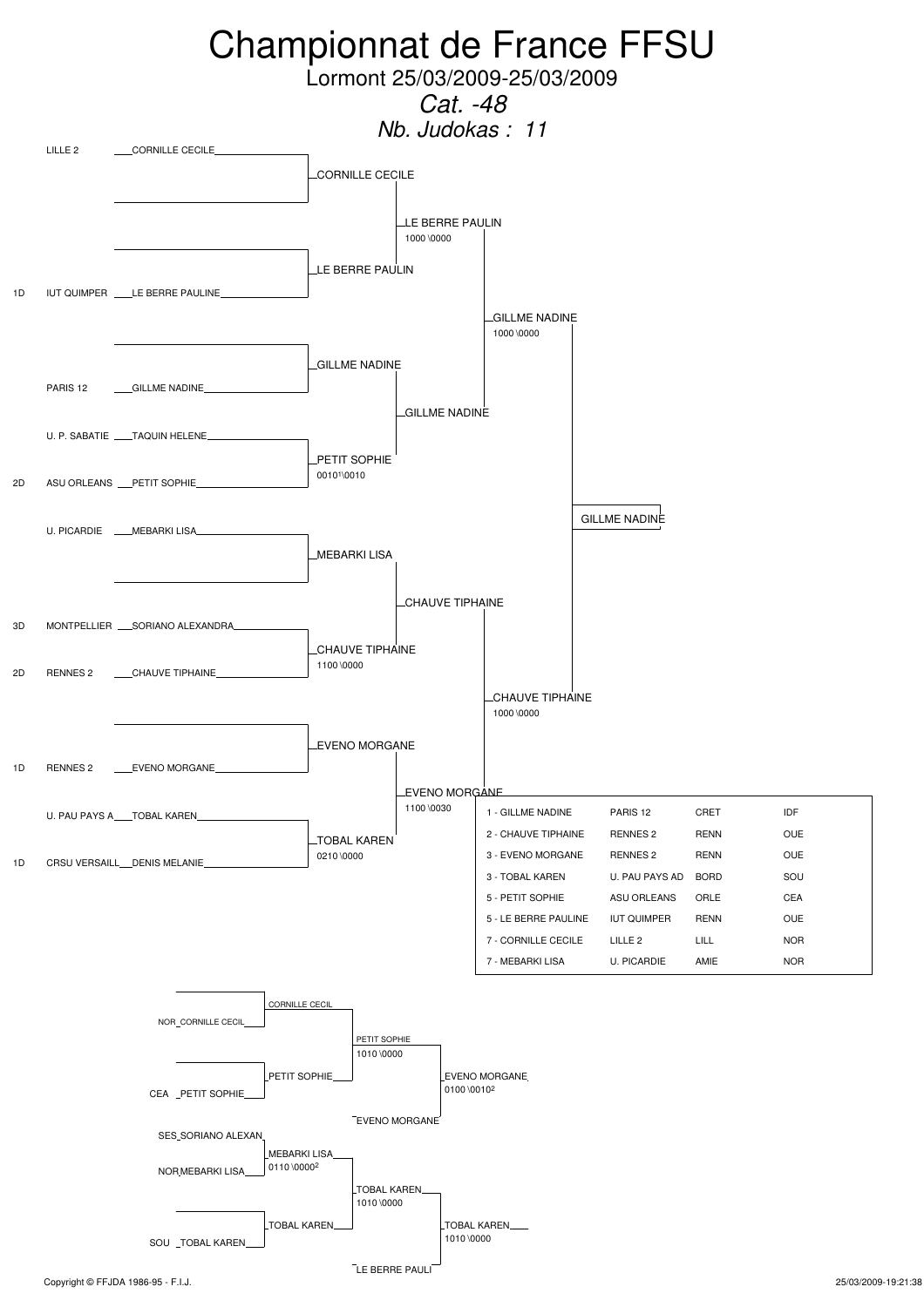# Championnat de France FFSU

Lormont 25/03/2009-25/03/2009

*Cat. -48*

*Nb. Judokas : 11*

## Tableau principal

| Seed | Club | Judoka |
|---|---|---|
| | LILLE 2 | CORNILLE CECILE |
| | | |
| | | |
| 1D | IUT QUIMPER | LE BERRE PAULINE |
| | | |
| | PARIS 12 | GILLME NADINE |
| | U. P. SABATIE | TAQUIN HELENE |
| 2D | ASU ORLEANS | PETIT SOPHIE |
| | U. PICARDIE | MEBARKI LISA |
| | | |
| 3D | MONTPELLIER | SORIANO ALEXANDRA |
| 2D | RENNES 2 | CHAUVE TIPHAINE |
| | | |
| 1D | RENNES 2 | EVENO MORGANE |
| | U. PAU PAYS A | TOBAL KAREN |
| 1D | CRSU VERSAILL | DENIS MELANIE |

### Premier tour

- CORNILLE CECILE
- LE BERRE PAULIN
- GILLME NADINE
- PETIT SOPHIE 0010¹\0010
- MEBARKI LISA
- CHAUVE TIPHAINE 1100 \0000
- EVENO MORGANE
- TOBAL KAREN 0210 \0000

### Deuxième tour

- LE BERRE PAULIN 1000 \0000
- GILLME NADINE
- CHAUVE TIPHAINE
- EVENO MORGANE 1100 \0030

### Demi-finales

- GILLME NADINE 1000 \0000
- CHAUVE TIPHAINE 1000 \0000

### Finale

- GILLME NADINE

## Classement

| Classement | Club | Ligue | Région |
|---|---|---|---|
| 1 - GILLME NADINE | PARIS 12 | CRET | IDF |
| 2 - CHAUVE TIPHAINE | RENNES 2 | RENN | OUE |
| 3 - EVENO MORGANE | RENNES 2 | RENN | OUE |
| 3 - TOBAL KAREN | U. PAU PAYS AD | BORD | SOU |
| 5 - PETIT SOPHIE | ASU ORLEANS | ORLE | CEA |
| 5 - LE BERRE PAULINE | IUT QUIMPER | RENN | OUE |
| 7 - CORNILLE CECILE | LILLE 2 | LILL | NOR |
| 7 - MEBARKI LISA | U. PICARDIE | AMIE | NOR |

## Repêchages

### Repêchage 1

- NOR CORNILLE CECIL → CORNILLE CECIL
- CEA PETIT SOPHIE → PETIT SOPHIE
- PETIT SOPHIE 1010 \0000
- EVENO MORGANE
- EVENO MORGANE 0100 \0010²

### Repêchage 2

- SES SORIANO ALEXAN
- NOR MEBARKI LISA
- MEBARKI LISA 0110 \0000²
- SOU TOBAL KAREN → TOBAL KAREN
- TOBAL KAREN 1010 \0000
- LE BERRE PAULI
- TOBAL KAREN 1010 \0000

Copyright © FFJDA 1986-95 - F.I.J.

25/03/2009-19:21:38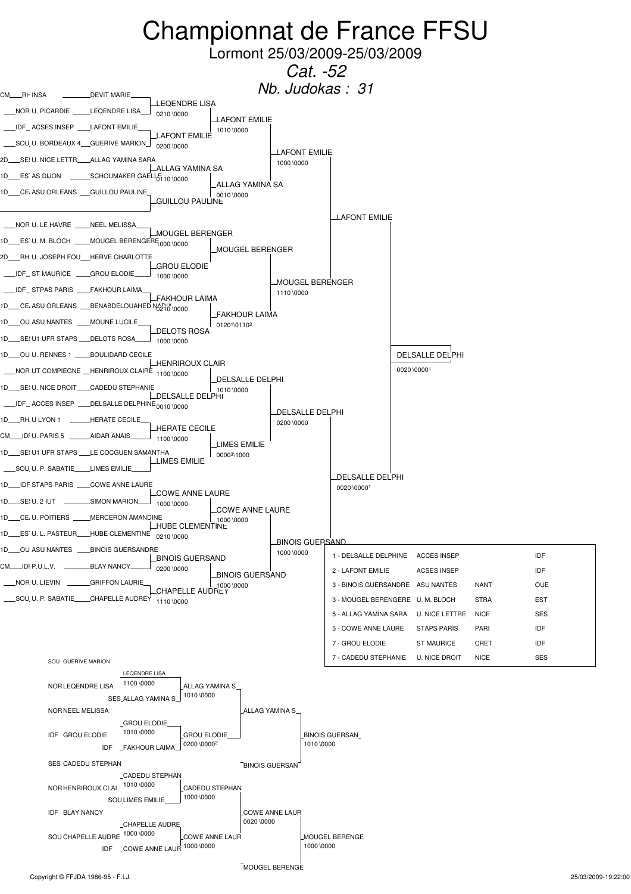# Championnat de France FFSU

Lormont 25/03/2009-25/03/2009

*Cat. -52*

*Nb. Judokas : 31*

## Tableau principal

| Niveau | Club | Judoka |
|---|---|---|
| CM | RH INSA | DEVIT MARIE |
| | NOR U. PICARDIE | LEQENDRE LISA |
| | IDF ACSES INSEP | LAFONT EMILIE |
| | SOU U. BORDEAUX 4 | GUERIVE MARION |
| 2D | SES U. NICE LETTR | ALLAG YAMINA SARA |
| 1D | EST AS DIJON | SCHOUMAKER GAELLE |
| 1D | CE ASU ORLEANS | GUILLOU PAULINE |
| | NOR U. LE HAVRE | NEEL MELISSA |
| 1D | EST U. M. BLOCH | MOUGEL BERENGERE |
| 2D | RH U. JOSEPH FOU | HERVE CHARLOTTE |
| | IDF ST MAURICE | GROU ELODIE |
| | IDF STPAS PARIS | FAKHOUR LAIMA |
| 1D | CE ASU ORLEANS | BENABDELOUAHED NADIA |
| 1D | OU ASU NANTES | MOUNE LUCILE |
| 1D | SES U1 UFR STAPS | DELOTS ROSA |
| 1D | OU U. RENNES 1 | BOULIDARD CECILE |
| | NOR UT COMPIEGNE | HENRIROUX CLAIRE |
| 1D | SES U. NICE DROIT | CADEDU STEPHANIE |
| | IDF ACCES INSEP | DELSALLE DELPHINE |
| 1D | RH U LYON 1 | HERATE CECILE |
| CM | IDF U. PARIS 5 | AIDAR ANAIS |
| 1D | SES U1 UFR STAPS | LE COCGUEN SAMANTHA |
| | SOU U. P. SABATIE | LIMES EMILIE |
| 1D | IDF STAPS PARIS | COWE ANNE LAURE |
| 1D | SES U. 2 IUT | SIMON MARION |
| 1D | CE U. POITIERS | MERCERON AMANDINE |
| 1D | EST U. L. PASTEUR | HUBE CLEMENTINE |
| 1D | OU ASU NANTES | BINOIS GUERSANDRE |
| CM | IDF P.U.L.V. | BLAY NANCY |
| | NOR U. LIEVIN | GRIFFON LAURIE |
| | SOU U. P. SABATIE | CHAPELLE AUDREY |

### 1er tour

| Vainqueur | Score |
|---|---|
| LEQENDRE LISA | 0210 \0000 |
| LAFONT EMILIE | 0200 \0000 |
| ALLAG YAMINA SA | 0110 \0000 |
| GUILLOU PAULINE | |
| MOUGEL BERENGER | 1000 \0000 |
| GROU ELODIE | 1000 \0000 |
| FAKHOUR LAIMA | 0210 \0000 |
| DELOTS ROSA | 1000 \0000 |
| HENRIROUX CLAIR | 1100 \0000 |
| DELSALLE DELPHI | 0010 \0000 |
| HERATE CECILE | 1100 \0000 |
| LIMES EMILIE | |
| COWE ANNE LAURE | 1000 \0000 |
| HUBE CLEMENTINE | 0210 \0000 |
| BINOIS GUERSAND | 0200 \0000 |
| CHAPELLE AUDREY | 1110 \0000 |

### 2e tour

| Vainqueur | Score |
|---|---|
| LAFONT EMILIE | 1010 \0000 |
| ALLAG YAMINA SA | 0010 \0000 |
| MOUGEL BERENGER | |
| FAKHOUR LAIMA | 0120[1] \0110[2] |
| DELSALLE DELPHI | 1010 \0000 |
| LIMES EMILIE | 0000[3] \1000 |
| COWE ANNE LAURE | 1000 \0000 |
| BINOIS GUERSAND | 1000 \0000 |

### Quarts de finale

| Vainqueur | Score |
|---|---|
| LAFONT EMILIE | 1000 \0000 |
| MOUGEL BERENGER | 1110 \0000 |
| DELSALLE DELPHI | 0200 \0000 |
| BINOIS GUERSAND | 1000 \0000 |

### Demi-finales

| Vainqueur | Score |
|---|---|
| LAFONT EMILIE | |
| DELSALLE DELPHI | 0020 \0000[1] |

### Finale

| Vainqueur | Score |
|---|---|
| DELSALLE DELPHI | 0020 \0000[1] |

## Classement

| Place | Judoka | Club | | Ligue |
|---|---|---|---|---|
| 1 | DELSALLE DELPHINE | ACCES INSEP | | IDF |
| 2 | LAFONT EMILIE | ACSES INSEP | | IDF |
| 3 | BINOIS GUERSANDRE | ASU NANTES | NANT | OUE |
| 3 | MOUGEL BERENGERE | U. M. BLOCH | STRA | EST |
| 5 | ALLAG YAMINA SARA | U. NICE LETTRE | NICE | SES |
| 5 | COWE ANNE LAURE | STAPS PARIS | PARI | IDF |
| 7 | GROU ELODIE | ST MAURICE | CRET | IDF |
| 7 | CADEDU STEPHANIE | U. NICE DROIT | NICE | SES |

## Repêchages

SOU GUERIVE MARION

| Combat | Vainqueur | Score |
|---|---|---|
| NOR LEQENDRE LISA – SES ALLAG YAMINA S | LEQENDRE LISA | 1100 \0000 |
| → NOR NEEL MELISSA | ALLAG YAMINA S | 1010 \0000 |
| IDF GROU ELODIE – IDF FAKHOUR LAIMA | GROU ELODIE | 1010 \0000 |
| | GROU ELODIE | 0200 \0000[2] |
| | ALLAG YAMINA S | |
| SES CADEDU STEPHAN | BINOIS GUERSAN | 1010 \0000 |
| | BINOIS GUERSAN | |
| NOR HENRIROUX CLAI – SOU LIMES EMILIE | CADEDU STEPHAN | 1010 \0000 |
| | CADEDU STEPHAN | 1000 \0000 |
| IDF BLAY NANCY | COWE ANNE LAUR | 0020 \0000 |
| SOU CHAPELLE AUDRE – IDF COWE ANNE LAUR | CHAPELLE AUDRE | 1000 \0000 |
| | COWE ANNE LAUR | 1000 \0000 |
| | MOUGEL BERENGE | 1000 \0000 |
| | MOUGEL BERENGE | |

Copyright © FFJDA 1986-95 - F.I.J. 25/03/2009-19:22:00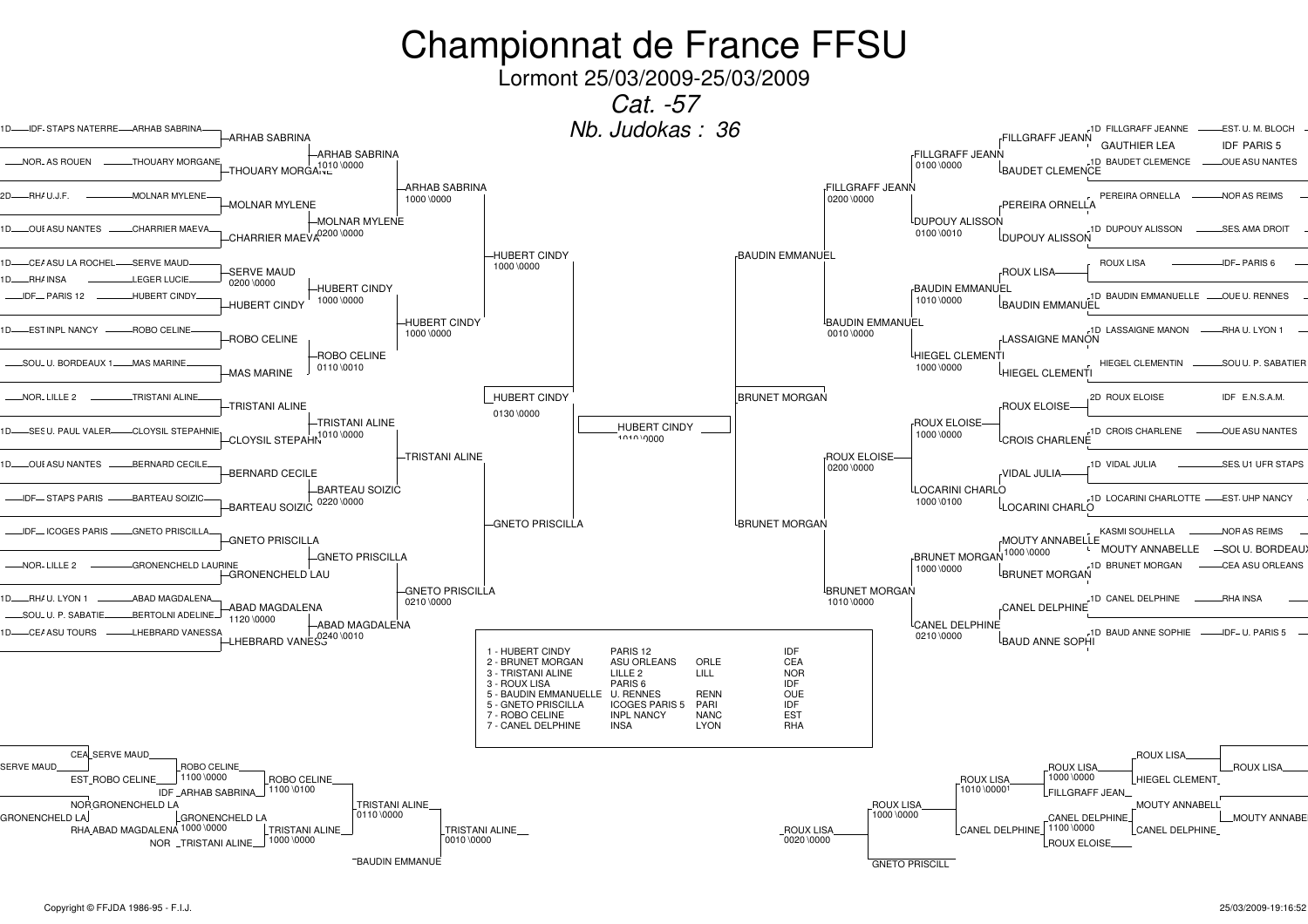# Championnat de France FFSU

Lormont 25/03/2009-25/03/2009

*Cat. -57*

*Nb. Judokas : 36*

## Tableau principal (partie gauche)

| Ligue / Club | Judoka | Tour 1 | Tour 2 | Tour 3 | Demi-finale |
|---|---|---|---|---|---|
| 1D IDF STAPS NATERRE | ARHAB SABRINA | ARHAB SABRINA | ARHAB SABRINA 1010 \0000 | ARHAB SABRINA 1000 \0000 | HUBERT CINDY 1000 \0000 |
| NOR AS ROUEN | THOUARY MORGANE | THOUARY MORGANE | | | |
| 2D RHA U.J.F. | MOLNAR MYLENE | MOLNAR MYLENE | MOLNAR MYLENE 0200 \0000 | | |
| 1D OUE ASU NANTES | CHARRIER MAEVA | CHARRIER MAEVA | | | |
| 1D CEA ASU LA ROCHEL | SERVE MAUD | SERVE MAUD 0200 \0000 | HUBERT CINDY 1000 \0000 | HUBERT CINDY 1000 \0000 | |
| 1D RHA INSA | LEGER LUCIE | | | | |
| IDF PARIS 12 | HUBERT CINDY | HUBERT CINDY | | | |
| 1D EST INPL NANCY | ROBO CELINE | ROBO CELINE | ROBO CELINE 0110 \0010 | | |
| SOU U. BORDEAUX 1 | MAS MARINE | MAS MARINE | | | |
| NOR LILLE 2 | TRISTANI ALINE | TRISTANI ALINE | TRISTANI ALINE 1010 \0000 | TRISTANI ALINE | GNETO PRISCILLA |
| 1D SES U. PAUL VALER | CLOYSIL STEPAHNIE | CLOYSIL STEPAHN | | | |
| 1D OUE ASU NANTES | BERNARD CECILE | BERNARD CECILE | BARTEAU SOIZIC 0220 \0000 | | |
| IDF STAPS PARIS | BARTEAU SOIZIC | BARTEAU SOIZIC | | | |
| IDF ICOGES PARIS | GNETO PRISCILLA | GNETO PRISCILLA | GNETO PRISCILLA | GNETO PRISCILLA 0210 \0000 | |
| NOR LILLE 2 | GRONENCHELD LAURINE | GRONENCHELD LAU | | | |
| 1D RHA U. LYON 1 | ABAD MAGDALENA | ABAD MAGDALENA 1120 \0000 | ABAD MAGDALENA 0240 \0010 | | |
| SOU U. P. SABATIE | BERTOLNI ADELINE | | | | |
| 1D CEA ASU TOURS | LHEBRARD VANESSA | LHEBRARD VANESS | | | |

Finale partie gauche : HUBERT CINDY 0130 \0000

**Finale : HUBERT CINDY 1010 \0000**

## Tableau principal (partie droite)

| Ligue / Club | Judoka | Tour 1 | Tour 2 | Tour 3 | Demi-finale |
|---|---|---|---|---|---|
| 1D FILLGRAFF JEANNE | EST U. M. BLOCH | FILLGRAFF JEANN | FILLGRAFF JEANN 0100 \0000 | FILLGRAFF JEANN 0200 \0000 | BAUDIN EMMANUEL |
| GAUTHIER LEA | IDF PARIS 5 | | | | |
| 1D BAUDET CLEMENCE | OUE ASU NANTES | BAUDET CLEMENCE | | | |
| PEREIRA ORNELLA | NOR AS REIMS | PEREIRA ORNELLA | DUPOUY ALISSON 0100 \0010 | | |
| 1D DUPOUY ALISSON | SES AMA DROIT | DUPOUY ALISSON | | | |
| ROUX LISA | IDF PARIS 6 | ROUX LISA | BAUDIN EMMANUEL 1010 \0000 | BAUDIN EMMANUEL 0010 \0000 | |
| 1D BAUDIN EMMANUELLE | OUE U. RENNES | BAUDIN EMMANUEL | | | |
| 1D LASSAIGNE MANON | RHA U. LYON 1 | LASSAIGNE MANON | HIEGEL CLEMENTI 1000 \0000 | | |
| HIEGEL CLEMENTIN | SOU U. P. SABATIER | HIEGEL CLEMENTI | | | |
| 2D ROUX ELOISE | IDF E.N.S.A.M. | ROUX ELOISE | ROUX ELOISE 1000 \0000 | ROUX ELOISE 0200 \0000 | BRUNET MORGAN |
| 1D CROIS CHARLENE | OUE ASU NANTES | CROIS CHARLENE | | | |
| 1D VIDAL JULIA | SES U1 UFR STAPS | VIDAL JULIA | LOCARINI CHARLO 1000 \0100 | | |
| 1D LOCARINI CHARLOTTE | EST UHP NANCY | LOCARINI CHARLO | | | |
| KASMI SOUHELLA | NOR AS REIMS | MOUTY ANNABELLE 1000 \0000 | BRUNET MORGAN 1000 \0000 | BRUNET MORGAN 1010 \0000 | |
| MOUTY ANNABELLE | SOU U. BORDEAUX | | | | |
| 1D BRUNET MORGAN | CEA ASU ORLEANS | BRUNET MORGAN | | | |
| 1D CANEL DELPHINE | RHA INSA | CANEL DELPHINE | CANEL DELPHINE 0210 \0000 | | |
| 1D BAUD ANNE SOPHIE | IDF U. PARIS 5 | BAUD ANNE SOPHI | | | |

Finale partie droite : BRUNET MORGAN

## Classement

| Rang | Judoka | Club | Ville | Ligue |
|---|---|---|---|---|
| 1 | HUBERT CINDY | PARIS 12 | | IDF |
| 2 | BRUNET MORGAN | ASU ORLEANS | ORLE | CEA |
| 3 | TRISTANI ALINE | LILLE 2 | LILL | NOR |
| 3 | ROUX LISA | PARIS 6 | | IDF |
| 5 | BAUDIN EMMANUELLE | U. RENNES | RENN | OUE |
| 5 | GNETO PRISCILLA | ICOGES PARIS 5 | PARI | IDF |
| 7 | ROBO CELINE | INPL NANCY | NANC | EST |
| 7 | CANEL DELPHINE | INSA | LYON | RHA |

## Repêchages (partie gauche)

- CEA SERVE MAUD / SERVE MAUD — EST ROBO CELINE → ROBO CELINE 1100 \0000
- ROBO CELINE / IDF ARHAB SABRINA → ROBO CELINE 1100 \0100
- NOR GRONENCHELD LA / GRONENCHELD LA — RHA ABAD MAGDALENA → GRONENCHELD LA 1000 \0000
- GRONENCHELD LA / NOR TRISTANI ALINE → TRISTANI ALINE 1000 \0000
- ROBO CELINE / TRISTANI ALINE → TRISTANI ALINE 0110 \0000
- TRISTANI ALINE / BAUDIN EMMANUE → TRISTANI ALINE 0010 \0000

## Repêchages (partie droite)

- ROUX LISA / HIEGEL CLEMENT → ROUX LISA
- ROUX LISA / FILLGRAFF JEAN → ROUX LISA 1000 \0000
- MOUTY ANNABELL / CANEL DELPHINE → CANEL DELPHINE
- CANEL DELPHINE / ROUX ELOISE → CANEL DELPHINE 1100 \0000
- ROUX LISA / CANEL DELPHINE → ROUX LISA 1010 \0000
- ROUX LISA / GNETO PRISCILL → ROUX LISA 1000 \0000
- ROUX LISA → ROUX LISA 0020 \0000
- MOUTY ANNABE

Copyright © FFJDA 1986-95 - F.I.J.

25/03/2009-19:16:52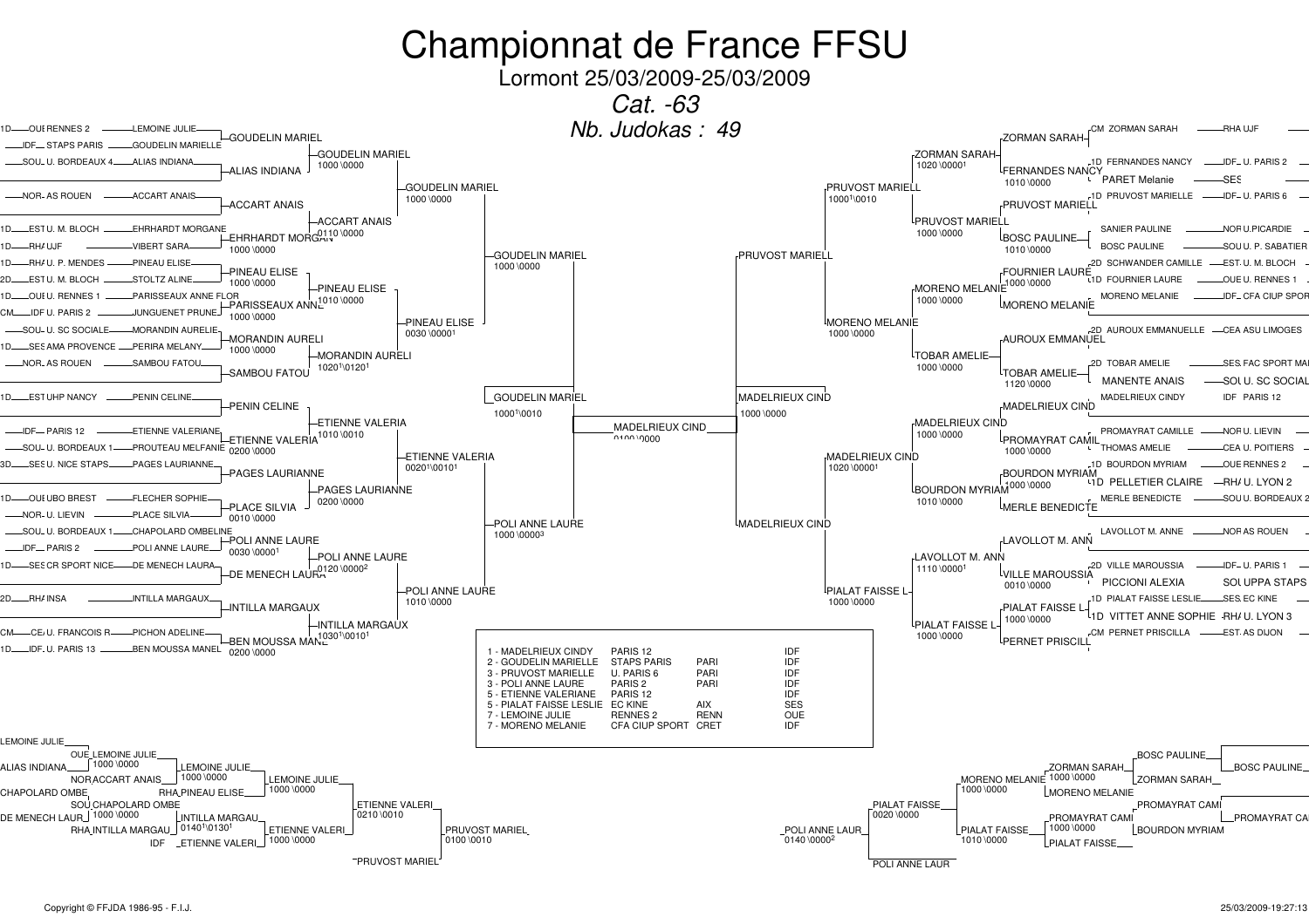# Championnat de France FFSU

Lormont 25/03/2009-25/03/2009

*Cat. -63*

*Nb. Judokas : 49*

## Tableau principal (partie gauche)

| Ligue | Club | Judoka |
|---|---|---|
| 1D OUE | RENNES 2 | LEMOINE JULIE |
| IDF | STAPS PARIS | GOUDELIN MARIELLE |
| SOU | U. BORDEAUX 4 | ALIAS INDIANA |
| NOR | AS ROUEN | ACCART ANAIS |
| 1D EST | U. M. BLOCH | EHRHARDT MORGANE |
| 1D RHA | UJF | VIBERT SARA |
| 1D RHA | U. P. MENDES | PINEAU ELISE |
| 2D EST | U. M. BLOCH | STOLTZ ALINE |
| 1D OUE | U. RENNES 1 | PARISSEAUX ANNE FLOR |
| CM IDF | U. PARIS 2 | JUNGUENET PRUNE |
| SOU | U. SC SOCIALE | MORANDIN AURELIE |
| 1D SES | AMA PROVENCE | PERIRA MELANY |
| NOR | AS ROUEN | SAMBOU FATOU |
| 1D EST | UHP NANCY | PENIN CELINE |
| IDF | PARIS 12 | ETIENNE VALERIANE |
| SOU | U. BORDEAUX 1 | PROUTEAU MELFANIE |
| 3D SES | U. NICE STAPS | PAGES LAURIANNE |
| 1D OUE | UBO BREST | FLECHER SOPHIE |
| NOR | U. LIEVIN | PLACE SILVIA |
| SOU | U. BORDEAUX 1 | CHAPOLARD OMBELINE |
| IDF | PARIS 2 | POLI ANNE LAURE |
| 1D SES | CR SPORT NICE | DE MENECH LAURA |
| 2D RHA | INSA | INTILLA MARGAUX |
| CM CEN | U. FRANCOIS R | PICHON ADELINE |
| 1D IDF | U. PARIS 13 | BEN MOUSSA MANEL |

**Premier tour :** GOUDELIN MARIEL ; ALIAS INDIANA ; ACCART ANAIS ; EHRHARDT MORGAN (1000\0000) ; PINEAU ELISE (1000\0000) ; PARISSEAUX ANNE (1000\0000) ; MORANDIN AURELI (1000\0000) ; SAMBOU FATOU ; PENIN CELINE ; ETIENNE VALERIA (0200\0000) ; PAGES LAURIANNE ; PLACE SILVIA (0010\0000) ; POLI ANNE LAURE (0030\0000[1]) ; DE MENECH LAURA ; INTILLA MARGAUX ; BEN MOUSSA MANE (0200\0000)

**Deuxième tour :** GOUDELIN MARIEL (1000\0000) ; ACCART ANAIS (0110\0000) ; PINEAU ELISE (1010\0000) ; MORANDIN AURELI (1020[1]\0120[1]) ; ETIENNE VALERIA (1010\0010) ; PAGES LAURIANNE (0200\0000) ; POLI ANNE LAURE (0120\0000[2]) ; INTILLA MARGAUX (1030[1]\0010[1])

**Troisième tour :** GOUDELIN MARIEL (1000\0000) ; PINEAU ELISE (0030\0000[1]) ; ETIENNE VALERIA (0020[1]\0010[1]) ; POLI ANNE LAURE (1010\0000)

**Quart de finale :** GOUDELIN MARIEL (1000\0000) ; POLI ANNE LAURE (1000\0000[3])

**Demi-finale :** GOUDELIN MARIEL (1000[1]\0010)

## Finale

MADELRIEUX CIND (0100\0000)

## Tableau principal (partie droite)

| Judoka | Ligue | Club |
|---|---|---|
| CM ZORMAN SARAH | RHA | UJF |
| 1D FERNANDES NANCY | IDF | U. PARIS 2 |
| PARET Melanie | SES | |
| 1D PRUVOST MARIELLE | IDF | U. PARIS 6 |
| SANIER PAULINE | NOR | U.PICARDIE |
| BOSC PAULINE | SOU | U. P. SABATIER |
| 2D SCHWANDER CAMILLE | EST | U. M. BLOCH |
| 1D FOURNIER LAURE | OUE | U. RENNES 1 |
| MORENO MELANIE | IDF | CFA CIUP SPOR |
| 2D AUROUX EMMANUELLE | CEA | ASU LIMOGES |
| 2D TOBAR AMELIE | SES | FAC SPORT MAI |
| MANENTE ANAIS | SOU | U. SC SOCIAL |
| MADELRIEUX CINDY | IDF | PARIS 12 |
| PROMAYRAT CAMILLE | NOR | U. LIEVIN |
| THOMAS AMELIE | CEA | U. POITIERS |
| 1D BOURDON MYRIAM | OUE | RENNES 2 |
| 1D PELLETIER CLAIRE | RHA | U. LYON 2 |
| MERLE BENEDICTE | SOU | U. BORDEAUX 2 |
| LAVOLLOT M. ANNE | NOR | AS ROUEN |
| 2D VILLE MAROUSSIA | IDF | U. PARIS 1 |
| PICCIONI ALEXIA | SOU | UPPA STAPS |
| 1D PIATAT FAISSE LESLIE | SES | EC KINE |
| 1D VITTET ANNE SOPHIE | RHA | U. LYON 3 |
| CM PERNET PRISCILLA | EST | AS DIJON |

**Premier tour :** ZORMAN SARAH ; FERNANDES NANCY (1010\0000) ; PRUVOST MARIELL ; BOSC PAULINE (1010\0000) ; FOURNIER LAURE (1000\0000) ; MORENO MELANIE ; AUROUX EMMANUEL ; TOBAR AMELIE (1120\0000) ; MADELRIEUX CIND ; PROMAYRAT CAMIL (1000\0000) ; BOURDON MYRIAM (1000\0000) ; MERLE BENEDICTE ; LAVOLLOT M. ANN ; VILLE MAROUSSIA (0010\0000) ; PIALAT FAISSE L (1000\0000) ; PERNET PRISCILL

**Deuxième tour :** ZORMAN SARAH (1020\0000[1]) ; PRUVOST MARIELL (1000\0000) ; MORENO MELANIE (1000\0000) ; TOBAR AMELIE (1000\0000) ; MADELRIEUX CIND (1000\0000) ; BOURDON MYRIAM (1010\0000) ; LAVOLLOT M. ANN (1110\0000[1]) ; PIALAT FAISSE L (1000\0000)

**Troisième tour :** PRUVOST MARIELL (1000[1]\0010) ; MORENO MELANIE (1000\0000) ; MADELRIEUX CIND (1020\0000[1]) ; PIALAT FAISSE L (1000\0000)

**Quart de finale :** PRUVOST MARIELL ; MADELRIEUX CIND

**Demi-finale :** MADELRIEUX CIND (1000\0000)

## Classement

| Place | Judoka | Club | Ville | Ligue |
|---|---|---|---|---|
| 1 | MADELRIEUX CINDY | PARIS 12 | | IDF |
| 2 | GOUDELIN MARIELLE | STAPS PARIS | PARI | IDF |
| 3 | PRUVOST MARIELLE | U. PARIS 6 | PARI | IDF |
| 3 | POLI ANNE LAURE | PARIS 2 | PARI | IDF |
| 5 | ETIENNE VALERIANE | PARIS 12 | | IDF |
| 5 | PIALAT FAISSE LESLIE | EC KINE | AIX | SES |
| 7 | LEMOINE JULIE | RENNES 2 | RENN | OUE |
| 7 | MORENO MELANIE | CFA CIUP SPORT | CRET | IDF |

## Repêchages (partie gauche)

- LEMOINE JULIE / ALIAS INDIANA → OUE LEMOINE JULIE (1000\0000)
- NOR ACCART ANAIS → LEMOINE JULIE (1000\0000)
- RHA PINEAU ELISE → LEMOINE JULIE (1000\0000)
- CHAPOLARD OMBE / DE MENECH LAUR → SOU CHAPOLARD OMBE (1000\0000)
- RHA INTILLA MARGAU → INTILLA MARGAU (0140[1]\0130[1])
- IDF ETIENNE VALERI → ETIENNE VALERI (1000\0000)
- ETIENNE VALERI (0210\0010)
- PRUVOST MARIEL → PRUVOST MARIEL (0100\0010)

## Repêchages (partie droite)

- BOSC PAULINE / ZORMAN SARAH → BOSC PAULINE
- ZORMAN SARAH (1000\0000) / MORENO MELANIE → MORENO MELANIE (1000\0000)
- PROMAYRAT CAMI / BOURDON MYRIAM → PROMAYRAT CA
- PROMAYRAT CAMI (1000\0000) / PIALAT FAISSE → PIALAT FAISSE (1010\0000)
- PIALAT FAISSE (0020\0000)
- POLI ANNE LAUR (0140\0000[2])
- POLI ANNE LAUR

Copyright © FFJDA 1986-95 - F.I.J.

25/03/2009-19:27:13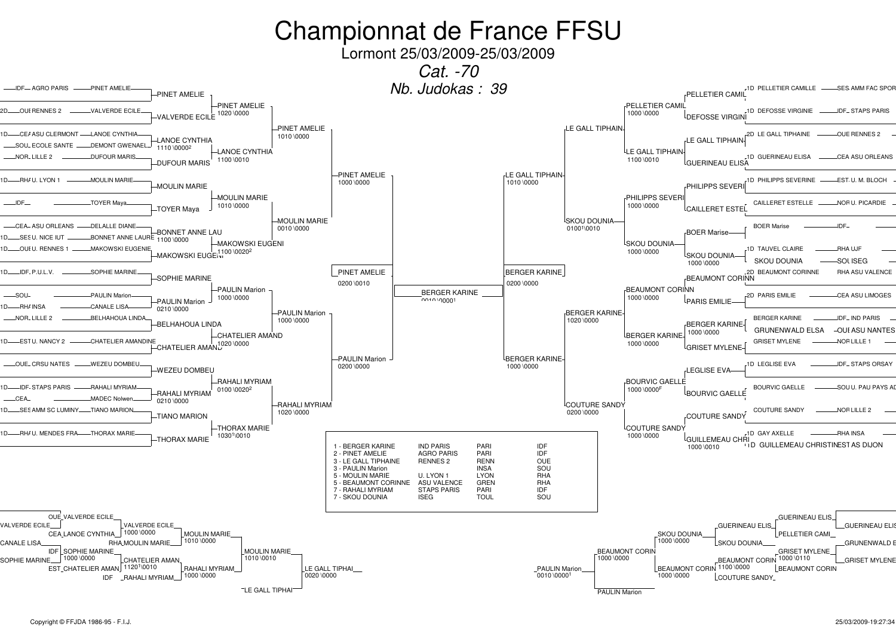# Championnat de France FFSU

Lormont 25/03/2009-25/03/2009

*Cat. -70*

*Nb. Judokas : 39*

## Tableau principal

### Partie gauche

| Seed | Ligue / Club | Judoka |
|---|---|---|
| | IDF AGRO PARIS | PINET AMELIE |
| 2D | OUE RENNES 2 | VALVERDE ECILE |
| 1D | CEA ASU CLERMONT | LANOE CYNTHIA |
| | SOU ECOLE SANTE | DEMONT GWENAEL |
| | NOR LILLE 2 | DUFOUR MARIS |
| 1D | RHA U. LYON 1 | MOULIN MARIE |
| | IDF | TOYER Maya |
| | CEA ASU ORLEANS | DELALLE DIANE |
| 1D | SES U. NICE IUT | BONNET ANNE LAURE |
| 1D | OUE U. RENNES 1 | MAKOWSKI EUGENIE |
| 1D | IDF P.U.L.V. | SOPHIE MARINE |
| | SOU | PAULIN Marion |
| 1D | RHA INSA | CANALE LISA |
| | NOR LILLE 2 | BELHAHOUA LINDA |
| 1D | EST U. NANCY 2 | CHATELIER AMANDINE |
| | OUE CRSU NATES | WEZEU DOMBEU |
| 1D | IDF STAPS PARIS | RAHALI MYRIAM |
| | CEA | MADEC Nolwen |
| 1D | SES AMM SC LUMINY | TIANO MARION |
| 1D | RHA U. MENDES FRA | THORAX MARIE |

Tour 1 : PINET AMELIE ; VALVERDE ECILE ; LANOE CYNTHIA (1110 \ 0000²) ; DUFOUR MARIS ; MOULIN MARIE ; TOYER Maya ; BONNET ANNE LAU (1100 \ 0000) ; MAKOWSKI EUGENI ; SOPHIE MARINE ; PAULIN Marion (0210 \ 0000) ; BELHAHOUA LINDA ; CHATELIER AMAND ; WEZEU DOMBEU ; RAHALI MYRIAM (0210 \ 0000) ; TIANO MARION ; THORAX MARIE

Tour 2 : PINET AMELIE (1020 \ 0000) ; LANOE CYNTHIA (1100 \ 0010) ; MOULIN MARIE (1010 \ 0000) ; MAKOWSKI EUGENI (1100 \ 0020²) ; PAULIN Marion (1000 \ 0000) ; CHATELIER AMAND (1020 \ 0000) ; RAHALI MYRIAM (0100 \ 0020²) ; THORAX MARIE (1030¹ \ 0010)

Tour 3 : PINET AMELIE (1010 \ 0000) ; MOULIN MARIE (0010 \ 0000) ; PAULIN Marion (1000 \ 0000) ; RAHALI MYRIAM (1020 \ 0000)

Tour 4 : PINET AMELIE (1000 \ 0000) ; PAULIN Marion (0200 \ 0000)

Demi-finale : PINET AMELIE (0200 \ 0010)

### Finale

BERGER KARINE (0010 \ 0000¹)

### Partie droite

| Judoka | Ligue / Club | Seed |
|---|---|---|
| PELLETIER CAMILLE | SES AMM FAC SPOR | 1D |
| DEFOSSE VIRGINIE | IDF STAPS PARIS | 1D |
| LE GALL TIPHAINE | OUE RENNES 2 | 2D |
| GUERINEAU ELISA | CEA ASU ORLEANS | 1D |
| PHILIPPS SEVERINE | EST U. M. BLOCH | 1D |
| CAILLERET ESTELLE | NOR U. PICARDIE | |
| BOER Marise | IDF | |
| TAUVEL CLAIRE | RHA UJF | 1D |
| SKOU DOUNIA | SOU ISEG | |
| BEAUMONT CORINNE | RHA ASU VALENCE | 2D |
| PARIS EMILIE | CEA ASU LIMOGES | 2D |
| BERGER KARINE | IDF IND PARIS | |
| GRUNENWALD ELSA | OUE ASU NANTES | |
| GRISET MYLENE | NOR LILLE 1 | |
| LEGLISE EVA | IDF STAPS ORSAY | 1D |
| BOURVIC GAELLE | SOU U. PAU PAYS AD | |
| COUTURE SANDY | NOR LILLE 2 | |
| GAY AXELLE | RHA INSA | 1D |
| GUILLEMEAU CHRISTINE | EST AS DIJON | 1D |

Tour 1 : PELLETIER CAMIL ; DEFOSSE VIRGINI ; LE GALL TIPHAIN ; GUERINEAU ELISA ; PHILIPPS SEVERI ; CAILLERET ESTEL ; BOER Marise ; SKOU DOUNIA (1000 \ 0000) ; BEAUMONT CORINN ; PARIS EMILIE ; BERGER KARINE (1000 \ 0000) ; GRISET MYLENE ; LEGLISE EVA ; BOURVIC GAELLE ; COUTURE SANDY ; GUILLEMEAU CHRI (1000 \ 0010)

Tour 2 : PELLETIER CAMIL (1000 \ 0000) ; LE GALL TIPHAIN (1100 \ 0010) ; PHILIPPS SEVERI (1000 \ 0000) ; SKOU DOUNIA (1000 \ 0000) ; BEAUMONT CORINN (1000 \ 0000) ; BERGER KARINE (1000 \ 0000) ; BOURVIC GAELLE (1000 \ 0000F) ; COUTURE SANDY (1000 \ 0000)

Tour 3 : LE GALL TIPHAIN ; SKOU DOUNIA (0100¹ \ 0010) ; BERGER KARINE (1020 \ 0000) ; COUTURE SANDY (0200 \ 0000)

Tour 4 : LE GALL TIPHAIN (1010 \ 0000) ; BERGER KARINE (1000 \ 0000)

Demi-finale : BERGER KARINE (0200 \ 0000)

## Classement

| Rang | Judoka | Club | Code | Ligue |
|---|---|---|---|---|
| 1 | BERGER KARINE | IND PARIS | PARI | IDF |
| 2 | PINET AMELIE | AGRO PARIS | PARI | IDF |
| 3 | LE GALL TIPHAINE | RENNES 2 | RENN | OUE |
| 3 | PAULIN Marion | INSA | INSA | SOU |
| 5 | MOULIN MARIE | U. LYON 1 | LYON | RHA |
| 5 | BEAUMONT CORINNE | ASU VALENCE | GREN | RHA |
| 7 | RAHALI MYRIAM | STAPS PARIS | PARI | IDF |
| 7 | SKOU DOUNIA | ISEG | TOUL | SOU |

## Repêchages

### Gauche

- OUE VALVERDE ECILE / CEA LANOE CYNTHIA → VALVERDE ECILE (1000 \ 0000)
- VALVERDE ECILE / RHA MOULIN MARIE → MOULIN MARIE (1010 \ 0000)
- CANALE LISA
- IDF SOPHIE MARINE / EST CHATELIER AMAN → CHATELIER AMAN (1000 \ 0000)
- SOPHIE MARINE
- CHATELIER AMAN / IDF RAHALI MYRIAM → RAHALI MYRIAM (1120¹ \ 0010)
- MOULIN MARIE / RAHALI MYRIAM → MOULIN MARIE (1010 \ 0010) ; RAHALI MYRIAM (1000 \ 0000)
- MOULIN MARIE / LE GALL TIPHAI → LE GALL TIPHAI (0020 \ 0000)

### Droite

- GUERINEAU ELIS / PELLETIER CAMI → GUERINEAU ELIS
- GUERINEAU ELIS / SKOU DOUNIA → SKOU DOUNIA (1000 \ 0000)
- GRUNENWALD E / GRISET MYLENE → GRISET MYLENE (1000 \ 0110)
- GRISET MYLENE / BEAUMONT CORIN → BEAUMONT CORIN (1100 \ 0000)
- BEAUMONT CORIN / COUTURE SANDY → BEAUMONT CORIN (1000 \ 0000)
- SKOU DOUNIA / BEAUMONT CORIN → BEAUMONT CORIN (1000 \ 0000)
- BEAUMONT CORIN / PAULIN Marion → PAULIN Marion (0010 \ 0000¹)

Copyright © FFJDA 1986-95 - F.I.J.

25/03/2009-19:27:34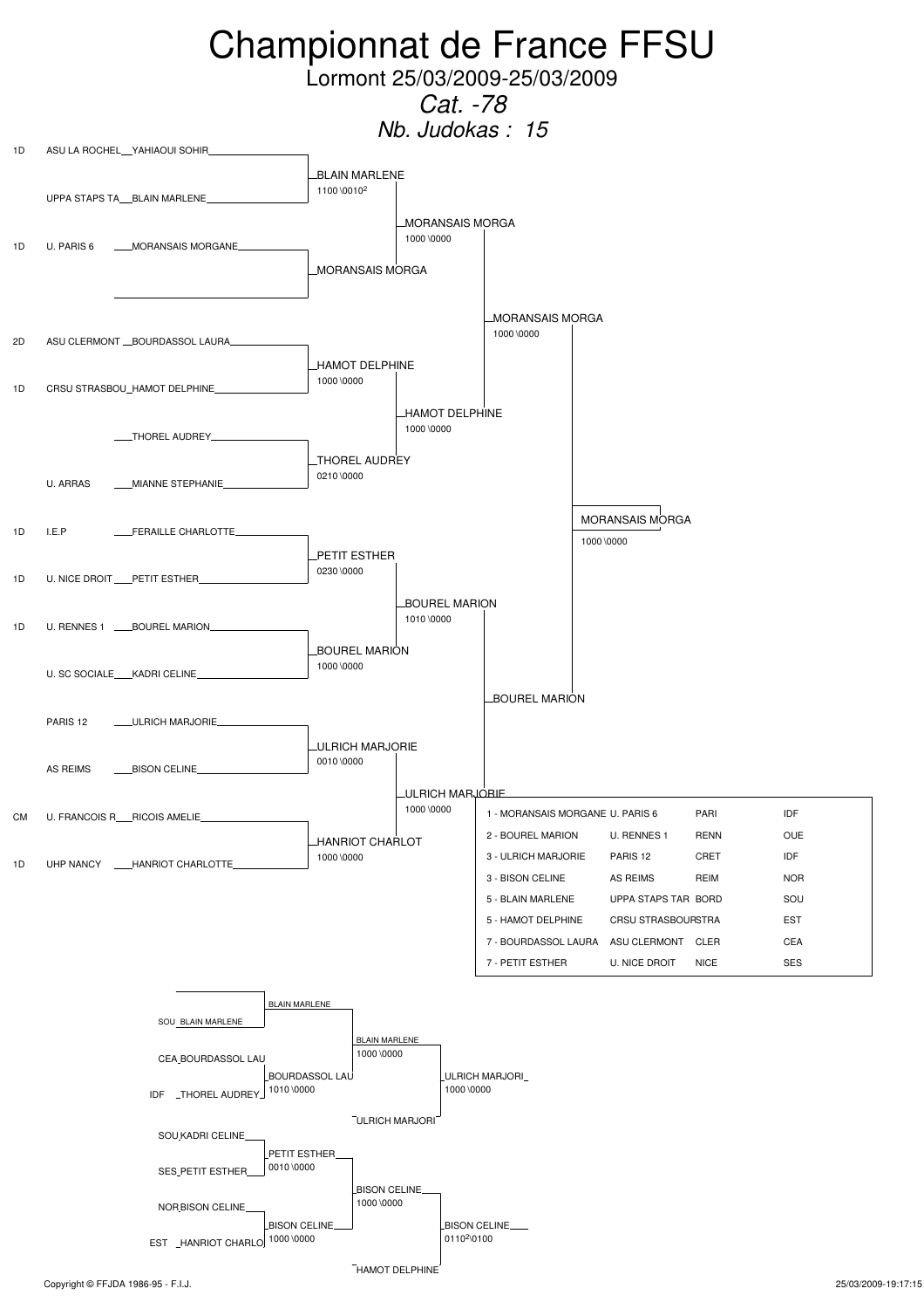# Championnat de France FFSU

Lormont 25/03/2009-25/03/2009

*Cat. -78*

*Nb. Judokas : 15*

## Tableau principal

| Tête de série | Club | Judoka |
|---|---|---|
| 1D | ASU LA ROCHEL | YAHIAOUI SOHIR |
| | UPPA STAPS TA | BLAIN MARLENE |
| 1D | U. PARIS 6 | MORANSAIS MORGANE |
| | | |
| 2D | ASU CLERMONT | BOURDASSOL LAURA |
| 1D | CRSU STRASBOU | HAMOT DELPHINE |
| | | THOREL AUDREY |
| | U. ARRAS | MIANNE STEPHANIE |
| 1D | I.E.P | FERAILLE CHARLOTTE |
| 1D | U. NICE DROIT | PETIT ESTHER |
| 1D | U. RENNES 1 | BOUREL MARION |
| | U. SC SOCIALE | KADRI CELINE |
| | PARIS 12 | ULRICH MARJORIE |
| | AS REIMS | BISON CELINE |
| CM | U. FRANCOIS R | RICOIS AMELIE |
| 1D | UHP NANCY | HANRIOT CHARLOTTE |

### 1er tour

- BLAIN MARLENE 1100 \0010[2]
- MORANSAIS MORGA
- HAMOT DELPHINE 1000 \0000
- THOREL AUDREY 0210 \0000
- PETIT ESTHER 0230 \0000
- BOUREL MARION 1000 \0000
- ULRICH MARJORIE 0010 \0000
- HANRIOT CHARLOT 1000 \0000

### 2e tour

- MORANSAIS MORGA 1000 \0000
- HAMOT DELPHINE 1000 \0000
- BOUREL MARION 1010 \0000
- ULRICH MARJORIE 1000 \0000

### Demi-finales

- MORANSAIS MORGA 1000 \0000
- BOUREL MARION

### Finale

- MORANSAIS MORGA 1000 \0000

## Classement

| Place | Judoka | Club | Code | Ligue |
|---|---|---|---|---|
| 1 | MORANSAIS MORGANE | U. PARIS 6 | PARI | IDF |
| 2 | BOUREL MARION | U. RENNES 1 | RENN | OUE |
| 3 | ULRICH MARJORIE | PARIS 12 | CRET | IDF |
| 3 | BISON CELINE | AS REIMS | REIM | NOR |
| 5 | BLAIN MARLENE | UPPA STAPS TAR | BORD | SOU |
| 5 | HAMOT DELPHINE | CRSU STRASBOUR | STRA | EST |
| 7 | BOURDASSOL LAURA | ASU CLERMONT | CLER | CEA |
| 7 | PETIT ESTHER | U. NICE DROIT | NICE | SES |

## Repêchages

| Ligue | Judoka |
|---|---|
| SOU | BLAIN MARLENE |
| CEA | BOURDASSOL LAU |
| IDF | THOREL AUDREY |
| SOU | KADRI CELINE |
| SES | PETIT ESTHER |
| NOR | BISON CELINE |
| EST | HANRIOT CHARLO |

- BLAIN MARLENE
- BOURDASSOL LAU 1010 \0000
- BLAIN MARLENE 1000 \0000
- ULRICH MARJORI
- ULRICH MARJORI 1000 \0000
- PETIT ESTHER 0010 \0000
- BISON CELINE 1000 \0000
- BISON CELINE 1000 \0000
- HAMOT DELPHINE
- BISON CELINE 0110[2]\0100

Copyright © FFJDA 1986-95 - F.I.J.

25/03/2009-19:17:15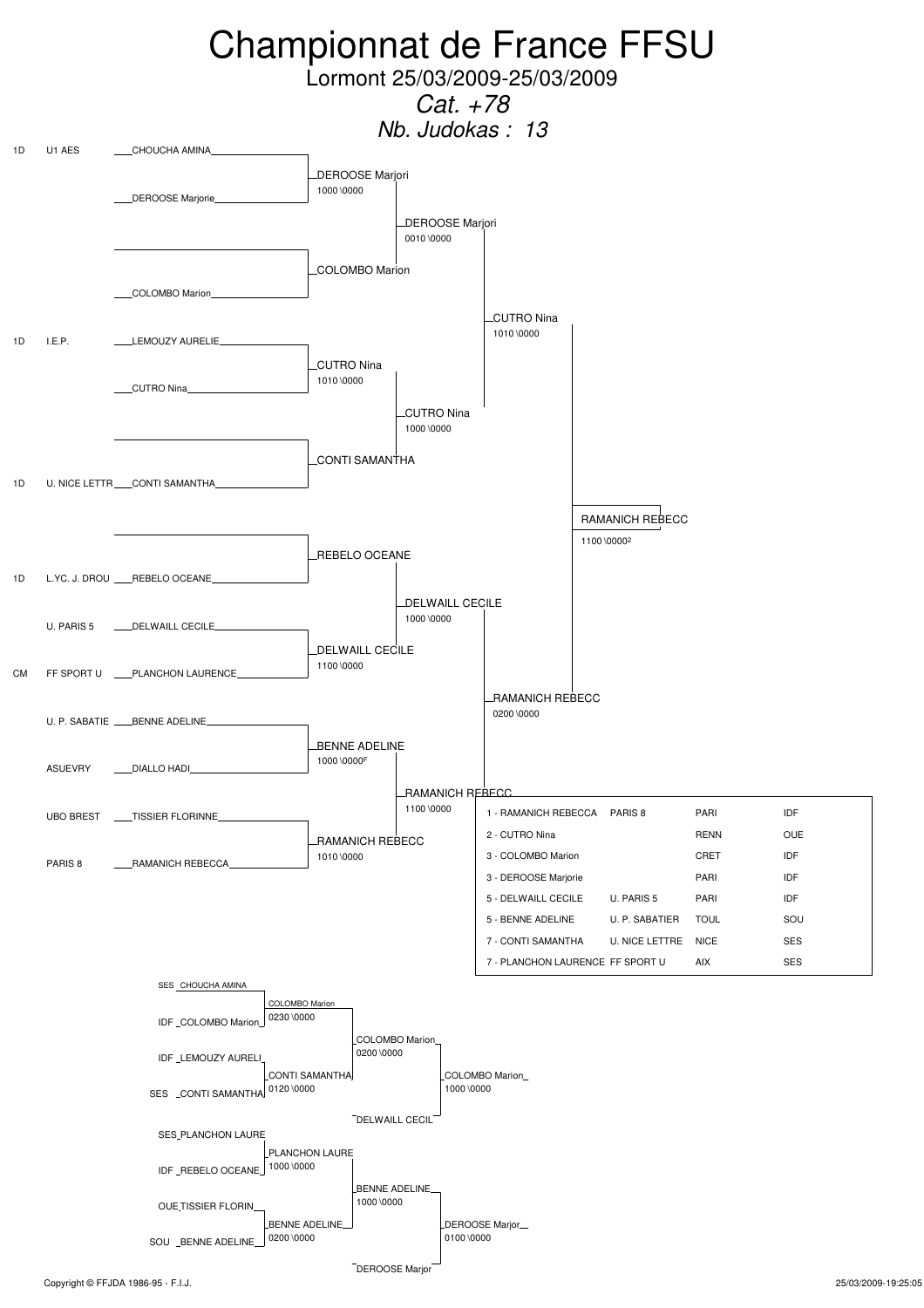# Championnat de France FFSU

Lormont 25/03/2009-25/03/2009

*Cat. +78*

*Nb. Judokas : 13*

1D U1 AES CHOUCHA AMINA

DEROOSE Marjorie

DEROOSE Marjori 1000 \0000

COLOMBO Marion

COLOMBO Marion

DEROOSE Marjori 0010 \0000

1D I.E.P. LEMOUZY AURELIE

CUTRO Nina

CUTRO Nina 1010 \0000

CUTRO Nina 1010 \0000

1D U. NICE LETTR CONTI SAMANTHA

CONTI SAMANTHA

CUTRO Nina 1000 \0000

RAMANICH REBECC 1100 \0000[2]

1D L.YC. J. DROU REBELO OCEANE

REBELO OCEANE

U. PARIS 5 DELWAILL CECILE

CM FF SPORT U PLANCHON LAURENCE

DELWAILL CECILE 1100 \0000

DELWAILL CECILE 1000 \0000

RAMANICH REBECC 0200 \0000

U. P. SABATIE BENNE ADELINE

ASUEVRY DIALLO HADI

BENNE ADELINE 1000 \0000F

UBO BREST TISSIER FLORINNE

PARIS 8 RAMANICH REBECCA

RAMANICH REBECC 1010 \0000

RAMANICH REBECC 1100 \0000

| | | | |
|---|---|---|---|
| 1 - RAMANICH REBECCA | PARIS 8 | PARI | IDF |
| 2 - CUTRO Nina | | RENN | OUE |
| 3 - COLOMBO Marion | | CRET | IDF |
| 3 - DEROOSE Marjorie | | PARI | IDF |
| 5 - DELWAILL CECILE | U. PARIS 5 | PARI | IDF |
| 5 - BENNE ADELINE | U. P. SABATIER | TOUL | SOU |
| 7 - CONTI SAMANTHA | U. NICE LETTRE | NICE | SES |
| 7 - PLANCHON LAURENCE | FF SPORT U | AIX | SES |

SES CHOUCHA AMINA

IDF COLOMBO Marion

COLOMBO Marion 0230 \0000

IDF LEMOUZY AURELI

SES CONTI SAMANTHA

CONTI SAMANTHA 0120 \0000

COLOMBO Marion 0200 \0000

DELWAILL CECIL

COLOMBO Marion 1000 \0000

SES PLANCHON LAURE

IDF REBELO OCEANE

PLANCHON LAURE 1000 \0000

OUE TISSIER FLORIN

SOU BENNE ADELINE

BENNE ADELINE 0200 \0000

BENNE ADELINE 1000 \0000

DEROOSE Marjor

DEROOSE Marjor 0100 \0000

Copyright © FFJDA 1986-95 - F.I.J.

25/03/2009-19:25:05